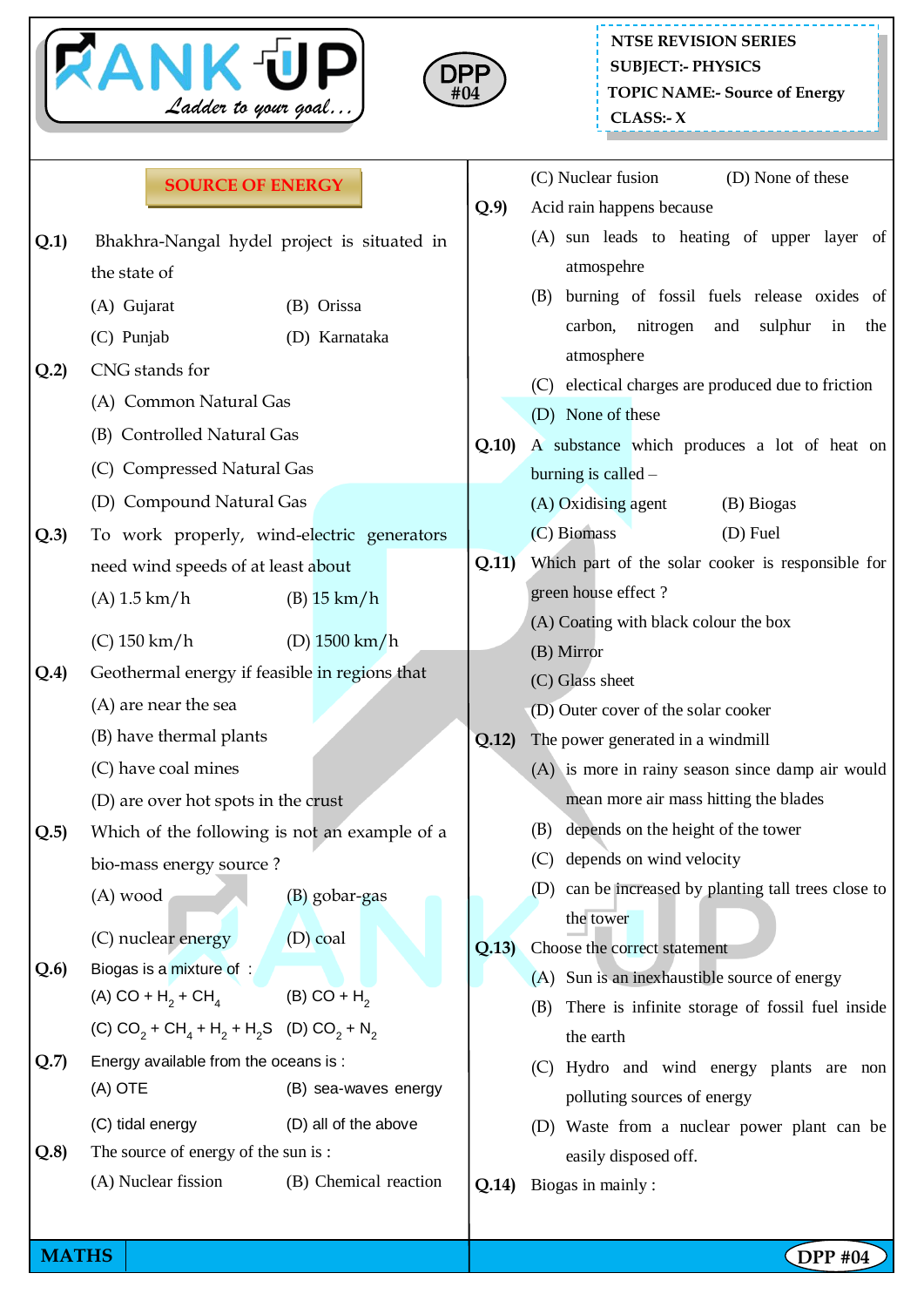NTSE REVISION SERIES
SUBJECT:- PHYSICS
TOPIC NAME:- Source of Energy
CLASS:- X

DPP #04

## SOURCE OF ENERGY

**Q.1)** Bhakhra-Nangal hydel project is situated in the state of
(A) Gujarat (B) Orissa
(C) Punjab (D) Karnataka

**Q.2)** CNG stands for
(A) Common Natural Gas
(B) Controlled Natural Gas
(C) Compressed Natural Gas
(D) Compound Natural Gas

**Q.3)** To work properly, wind-electric generators need wind speeds of at least about
(A) 1.5 km/h (B) 15 km/h
(C) 150 km/h (D) 1500 km/h

**Q.4)** Geothermal energy if feasible in regions that
(A) are near the sea
(B) have thermal plants
(C) have coal mines
(D) are over hot spots in the crust

**Q.5)** Which of the following is not an example of a bio-mass energy source ?
(A) wood (B) gobar-gas
(C) nuclear energy (D) coal

**Q.6)** Biogas is a mixture of :
(A) $CO + H_2 + CH_4$ (B) $CO + H_2$
(C) $CO_2 + CH_4 + H_2 + H_2S$ (D) $CO_2 + N_2$

**Q.7)** Energy available from the oceans is :
(A) OTE (B) sea-waves energy
(C) tidal energy (D) all of the above

**Q.8)** The source of energy of the sun is :
(A) Nuclear fission (B) Chemical reaction
(C) Nuclear fusion (D) None of these

**Q.9)** Acid rain happens because
(A) sun leads to heating of upper layer of atmospehre
(B) burning of fossil fuels release oxides of carbon, nitrogen and sulphur in the atmosphere
(C) electical charges are produced due to friction
(D) None of these

**Q.10)** A substance which produces a lot of heat on burning is called –
(A) Oxidising agent (B) Biogas
(C) Biomass (D) Fuel

**Q.11)** Which part of the solar cooker is responsible for green house effect ?
(A) Coating with black colour the box
(B) Mirror
(C) Glass sheet
(D) Outer cover of the solar cooker

**Q.12)** The power generated in a windmill
(A) is more in rainy season since damp air would mean more air mass hitting the blades
(B) depends on the height of the tower
(C) depends on wind velocity
(D) can be increased by planting tall trees close to the tower

**Q.13)** Choose the correct statement
(A) Sun is an inexhaustible source of energy
(B) There is infinite storage of fossil fuel inside the earth
(C) Hydro and wind energy plants are non polluting sources of energy
(D) Waste from a nuclear power plant can be easily disposed off.

**Q.14)** Biogas in mainly :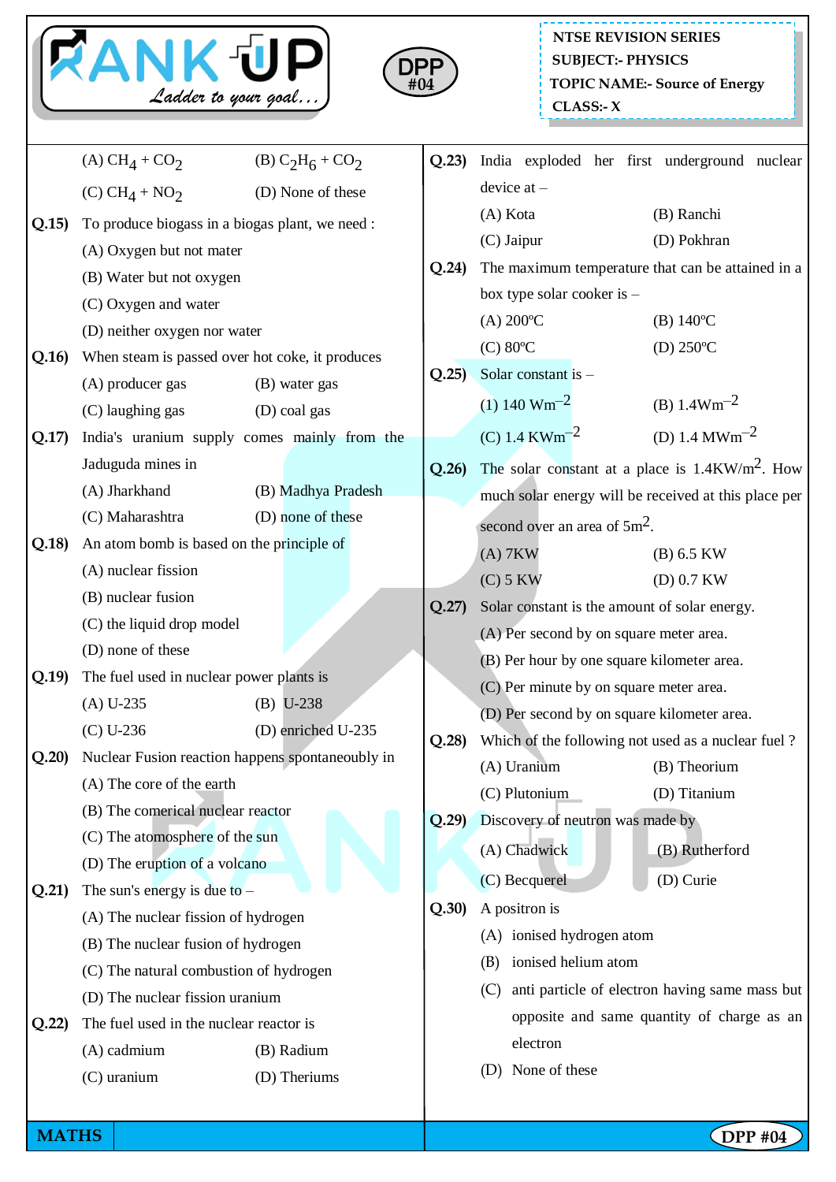(A) $CH_4 + CO_2$ (B) $C_2H_6 + CO_2$

(C) $CH_4 + NO_2$ (D) None of these

**Q.15)** To produce biogass in a biogas plant, we need :

(A) Oxygen but not mater

(B) Water but not oxygen

(C) Oxygen and water

(D) neither oxygen nor water

**Q.16)** When steam is passed over hot coke, it produces

(A) producer gas (B) water gas

(C) laughing gas (D) coal gas

**Q.17)** India's uranium supply comes mainly from the Jaduguda mines in

(A) Jharkhand (B) Madhya Pradesh

(C) Maharashtra (D) none of these

**Q.18)** An atom bomb is based on the principle of

(A) nuclear fission

(B) nuclear fusion

(C) the liquid drop model

(D) none of these

**Q.19)** The fuel used in nuclear power plants is

(A) U-235 (B) U-238

(C) U-236 (D) enriched U-235

**Q.20)** Nuclear Fusion reaction happens spontaneoubly in

(A) The core of the earth

(B) The comerical nuclear reactor

(C) The atomosphere of the sun

(D) The eruption of a volcano

**Q.21)** The sun's energy is due to –

(A) The nuclear fission of hydrogen

(B) The nuclear fusion of hydrogen

(C) The natural combustion of hydrogen

(D) The nuclear fission uranium

**Q.22)** The fuel used in the nuclear reactor is

(A) cadmium (B) Radium

(C) uranium (D) Theriums

**Q.23)** India exploded her first underground nuclear device at –

(A) Kota (B) Ranchi

(C) Jaipur (D) Pokhran

**Q.24)** The maximum temperature that can be attained in a box type solar cooker is –

(A) 200ºC (B) 140ºC

(C) 80ºC (D) 250ºC

**Q.25)** Solar constant is –

(1) 140 $Wm^{-2}$ (B) 1.4$Wm^{-2}$

(C) 1.4 $KWm^{-2}$ (D) 1.4 $MWm^{-2}$

**Q.26)** The solar constant at a place is 1.4$KW/m^2$. How much solar energy will be received at this place per second over an area of 5$m^2$.

(A) 7KW (B) 6.5 KW

(C) 5 KW (D) 0.7 KW

**Q.27)** Solar constant is the amount of solar energy.

(A) Per second by on square meter area.

(B) Per hour by one square kilometer area.

(C) Per minute by on square meter area.

(D) Per second by on square kilometer area.

**Q.28)** Which of the following not used as a nuclear fuel ?

(A) Uranium (B) Theorium

(C) Plutonium (D) Titanium

**Q.29)** Discovery of neutron was made by

(A) Chadwick (B) Rutherford

(C) Becquerel (D) Curie

**Q.30)** A positron is

(A) ionised hydrogen atom

(B) ionised helium atom

(C) anti particle of electron having same mass but opposite and same quantity of charge as an electron

(D) None of these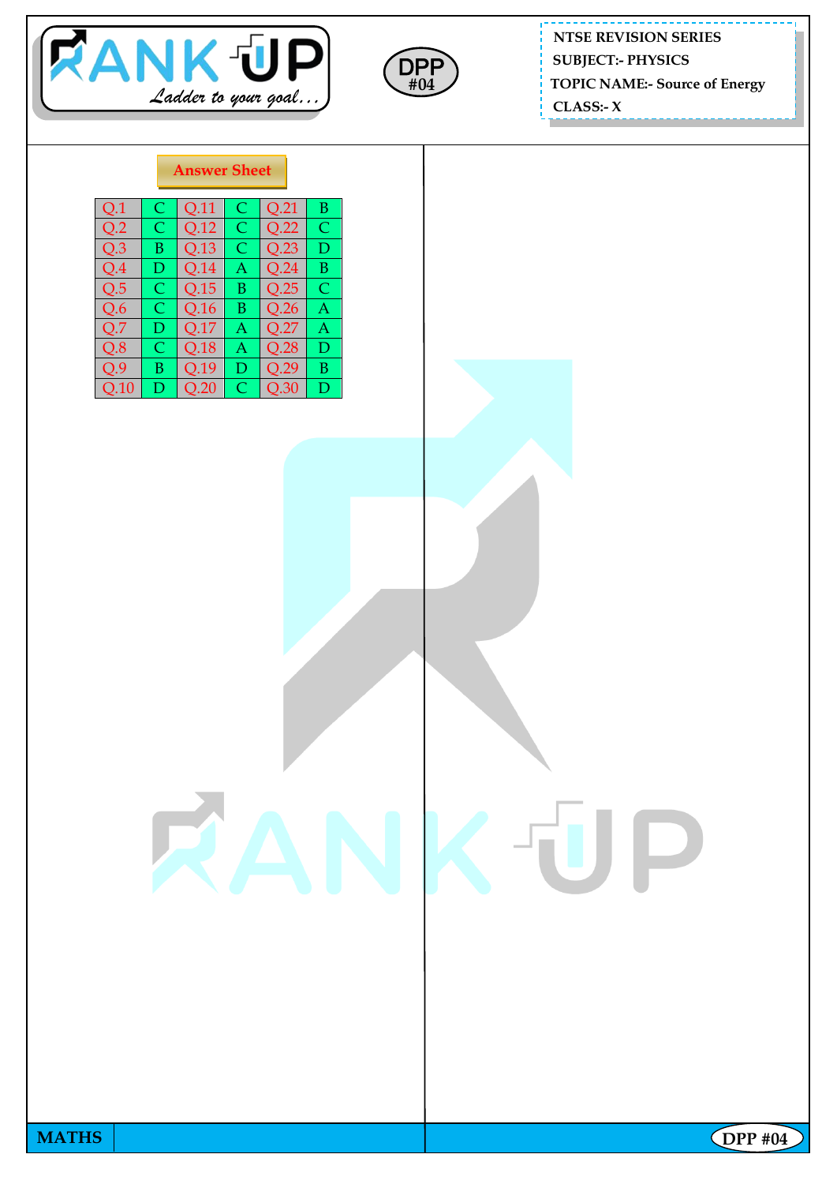NTSE REVISION SERIES

SUBJECT:- PHYSICS

TOPIC NAME:- Source of Energy

CLASS:- X

## Answer Sheet

| | | | | | |
|---|---|---|---|---|---|
| Q.1 | C | Q.11 | C | Q.21 | B |
| Q.2 | C | Q.12 | C | Q.22 | C |
| Q.3 | B | Q.13 | C | Q.23 | D |
| Q.4 | D | Q.14 | A | Q.24 | B |
| Q.5 | C | Q.15 | B | Q.25 | C |
| Q.6 | C | Q.16 | B | Q.26 | A |
| Q.7 | D | Q.17 | A | Q.27 | A |
| Q.8 | C | Q.18 | A | Q.28 | D |
| Q.9 | B | Q.19 | D | Q.29 | B |
| Q.10 | D | Q.20 | C | Q.30 | D |